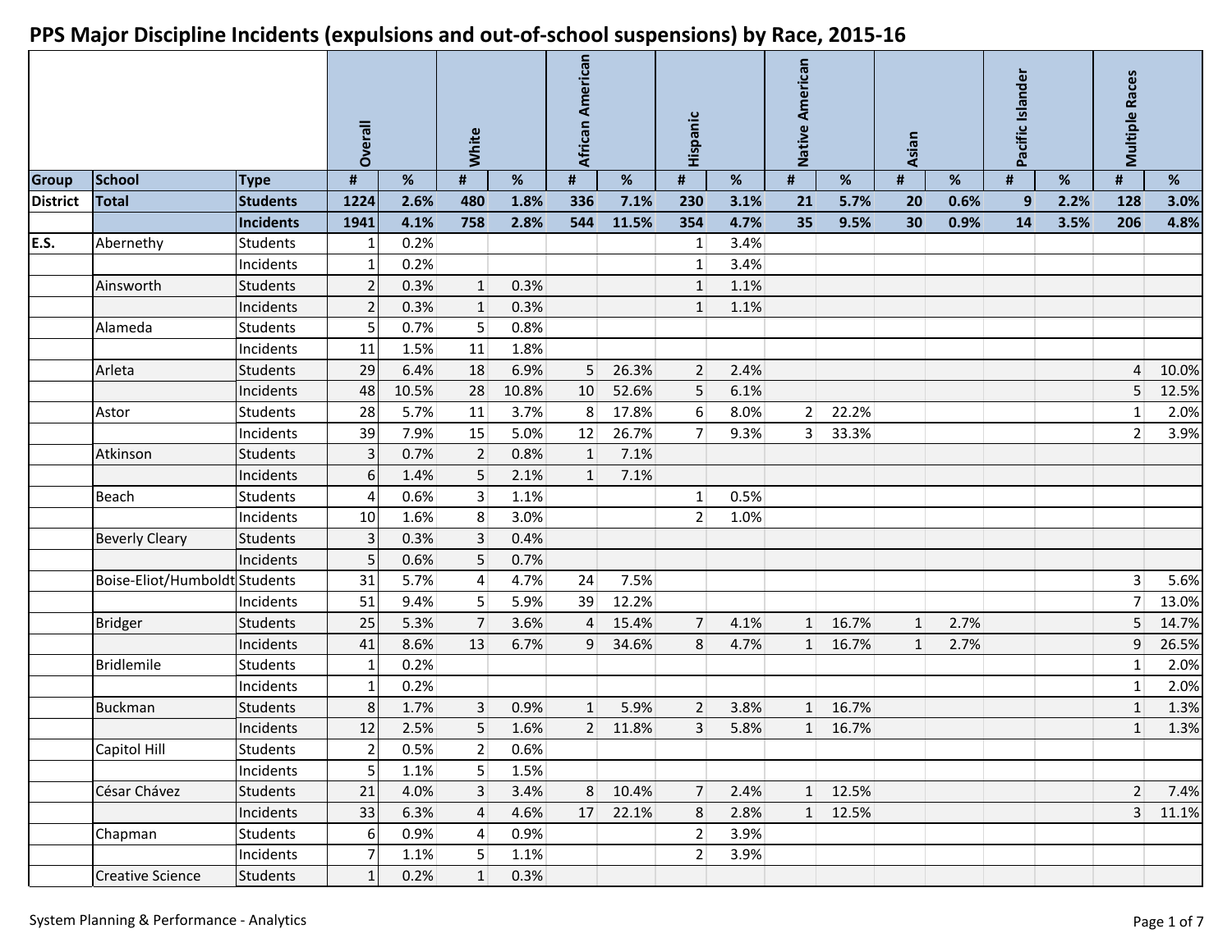# PPS Major Discipline Incidents (expulsions and out-of-school suspensions) by Race, 2015-16

| | | | Overall | | White | | African American | | Hispanic | | Native American | | Asian | | Pacific Islander | | Multiple Races | |
|---|---|---|---|---|---|---|---|---|---|---|---|---|---|---|---|---|---|---|
| **Group** | **School** | **Type** | **#** | **%** | **#** | **%** | **#** | **%** | **#** | **%** | **#** | **%** | **#** | **%** | **#** | **%** | **#** | **%** |
| **District** | **Total** | **Students** | **1224** | **2.6%** | **480** | **1.8%** | **336** | **7.1%** | **230** | **3.1%** | **21** | **5.7%** | **20** | **0.6%** | **9** | **2.2%** | **128** | **3.0%** |
| | | **Incidents** | **1941** | **4.1%** | **758** | **2.8%** | **544** | **11.5%** | **354** | **4.7%** | **35** | **9.5%** | **30** | **0.9%** | **14** | **3.5%** | **206** | **4.8%** |
| **E.S.** | Abernethy | Students | 1 | 0.2% | | | | | 1 | 3.4% | | | | | | | | |
| | | Incidents | 1 | 0.2% | | | | | 1 | 3.4% | | | | | | | | |
| | Ainsworth | Students | 2 | 0.3% | 1 | 0.3% | | | 1 | 1.1% | | | | | | | | |
| | | Incidents | 2 | 0.3% | 1 | 0.3% | | | 1 | 1.1% | | | | | | | | |
| | Alameda | Students | 5 | 0.7% | 5 | 0.8% | | | | | | | | | | | | |
| | | Incidents | 11 | 1.5% | 11 | 1.8% | | | | | | | | | | | | |
| | Arleta | Students | 29 | 6.4% | 18 | 6.9% | 5 | 26.3% | 2 | 2.4% | | | | | | | 4 | 10.0% |
| | | Incidents | 48 | 10.5% | 28 | 10.8% | 10 | 52.6% | 5 | 6.1% | | | | | | | 5 | 12.5% |
| | Astor | Students | 28 | 5.7% | 11 | 3.7% | 8 | 17.8% | 6 | 8.0% | 2 | 22.2% | | | | | 1 | 2.0% |
| | | Incidents | 39 | 7.9% | 15 | 5.0% | 12 | 26.7% | 7 | 9.3% | 3 | 33.3% | | | | | 2 | 3.9% |
| | Atkinson | Students | 3 | 0.7% | 2 | 0.8% | 1 | 7.1% | | | | | | | | | | |
| | | Incidents | 6 | 1.4% | 5 | 2.1% | 1 | 7.1% | | | | | | | | | | |
| | Beach | Students | 4 | 0.6% | 3 | 1.1% | | | 1 | 0.5% | | | | | | | | |
| | | Incidents | 10 | 1.6% | 8 | 3.0% | | | 2 | 1.0% | | | | | | | | |
| | Beverly Cleary | Students | 3 | 0.3% | 3 | 0.4% | | | | | | | | | | | | |
| | | Incidents | 5 | 0.6% | 5 | 0.7% | | | | | | | | | | | | |
| | Boise-Eliot/Humboldt | Students | 31 | 5.7% | 4 | 4.7% | 24 | 7.5% | | | | | | | | | 3 | 5.6% |
| | | Incidents | 51 | 9.4% | 5 | 5.9% | 39 | 12.2% | | | | | | | | | 7 | 13.0% |
| | Bridger | Students | 25 | 5.3% | 7 | 3.6% | 4 | 15.4% | 7 | 4.1% | 1 | 16.7% | 1 | 2.7% | | | 5 | 14.7% |
| | | Incidents | 41 | 8.6% | 13 | 6.7% | 9 | 34.6% | 8 | 4.7% | 1 | 16.7% | 1 | 2.7% | | | 9 | 26.5% |
| | Bridlemile | Students | 1 | 0.2% | | | | | | | | | | | | | 1 | 2.0% |
| | | Incidents | 1 | 0.2% | | | | | | | | | | | | | 1 | 2.0% |
| | Buckman | Students | 8 | 1.7% | 3 | 0.9% | 1 | 5.9% | 2 | 3.8% | 1 | 16.7% | | | | | 1 | 1.3% |
| | | Incidents | 12 | 2.5% | 5 | 1.6% | 2 | 11.8% | 3 | 5.8% | 1 | 16.7% | | | | | 1 | 1.3% |
| | Capitol Hill | Students | 2 | 0.5% | 2 | 0.6% | | | | | | | | | | | | |
| | | Incidents | 5 | 1.1% | 5 | 1.5% | | | | | | | | | | | | |
| | César Chávez | Students | 21 | 4.0% | 3 | 3.4% | 8 | 10.4% | 7 | 2.4% | 1 | 12.5% | | | | | 2 | 7.4% |
| | | Incidents | 33 | 6.3% | 4 | 4.6% | 17 | 22.1% | 8 | 2.8% | 1 | 12.5% | | | | | 3 | 11.1% |
| | Chapman | Students | 6 | 0.9% | 4 | 0.9% | | | 2 | 3.9% | | | | | | | | |
| | | Incidents | 7 | 1.1% | 5 | 1.1% | | | 2 | 3.9% | | | | | | | | |
| | Creative Science | Students | 1 | 0.2% | 1 | 0.3% | | | | | | | | | | | | |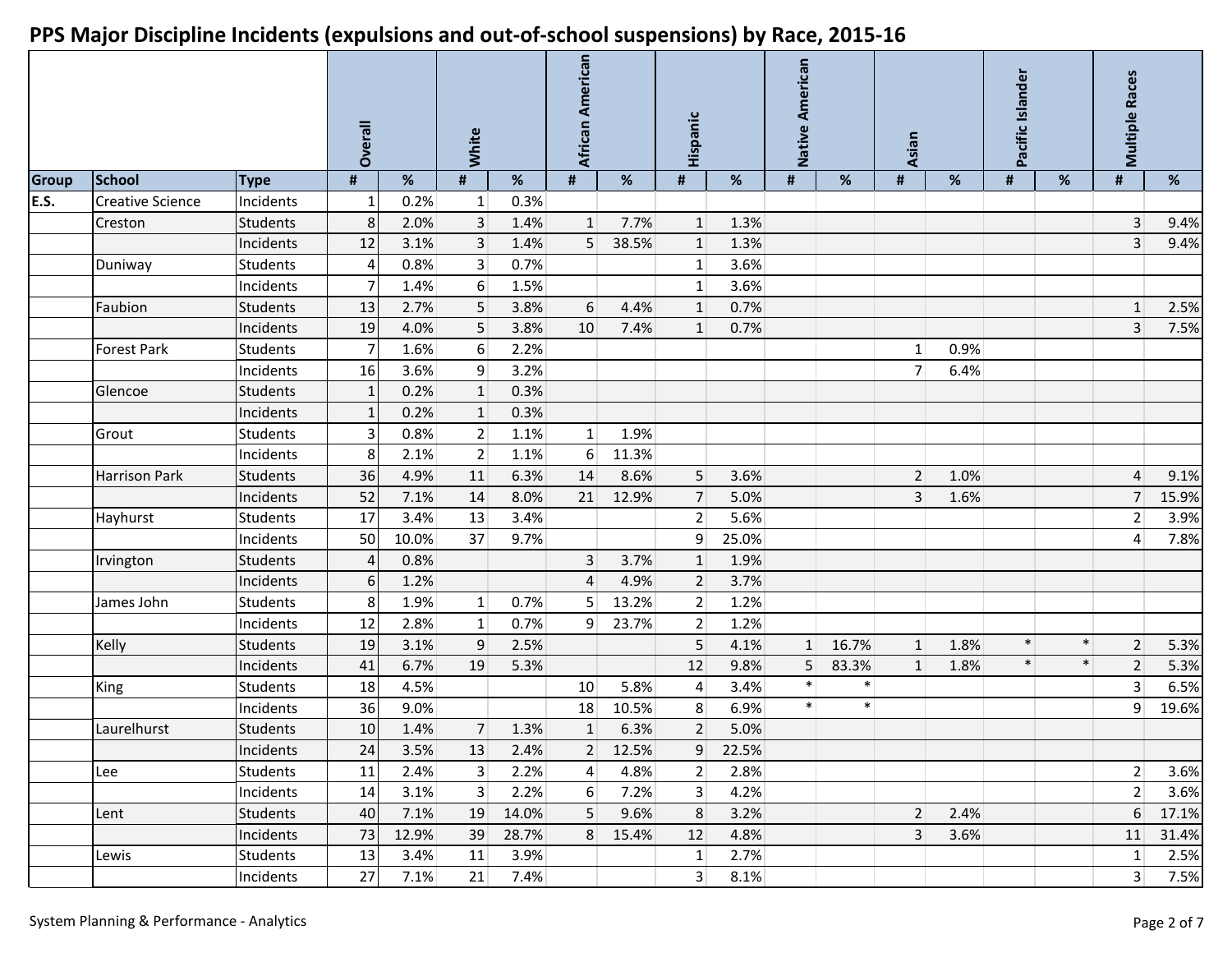# PPS Major Discipline Incidents (expulsions and out-of-school suspensions) by Race, 2015-16

| Group | School | Type | Overall | | White | | African American | | Hispanic | | Native American | | Asian | | Pacific Islander | | Multiple Races | |
|---|---|---|---|---|---|---|---|---|---|---|---|---|---|---|---|---|---|---|
| | | | # | % | # | % | # | % | # | % | # | % | # | % | # | % | # | % |
| E.S. | Creative Science | Incidents | 1 | 0.2% | 1 | 0.3% | | | | | | | | | | | | |
| | Creston | Students | 8 | 2.0% | 3 | 1.4% | 1 | 7.7% | 1 | 1.3% | | | | | | | 3 | 9.4% |
| | | Incidents | 12 | 3.1% | 3 | 1.4% | 5 | 38.5% | 1 | 1.3% | | | | | | | 3 | 9.4% |
| | Duniway | Students | 4 | 0.8% | 3 | 0.7% | | | 1 | 3.6% | | | | | | | | |
| | | Incidents | 7 | 1.4% | 6 | 1.5% | | | 1 | 3.6% | | | | | | | | |
| | Faubion | Students | 13 | 2.7% | 5 | 3.8% | 6 | 4.4% | 1 | 0.7% | | | | | | | 1 | 2.5% |
| | | Incidents | 19 | 4.0% | 5 | 3.8% | 10 | 7.4% | 1 | 0.7% | | | | | | | 3 | 7.5% |
| | Forest Park | Students | 7 | 1.6% | 6 | 2.2% | | | | | | | 1 | 0.9% | | | | |
| | | Incidents | 16 | 3.6% | 9 | 3.2% | | | | | | | 7 | 6.4% | | | | |
| | Glencoe | Students | 1 | 0.2% | 1 | 0.3% | | | | | | | | | | | | |
| | | Incidents | 1 | 0.2% | 1 | 0.3% | | | | | | | | | | | | |
| | Grout | Students | 3 | 0.8% | 2 | 1.1% | 1 | 1.9% | | | | | | | | | | |
| | | Incidents | 8 | 2.1% | 2 | 1.1% | 6 | 11.3% | | | | | | | | | | |
| | Harrison Park | Students | 36 | 4.9% | 11 | 6.3% | 14 | 8.6% | 5 | 3.6% | | | 2 | 1.0% | | | 4 | 9.1% |
| | | Incidents | 52 | 7.1% | 14 | 8.0% | 21 | 12.9% | 7 | 5.0% | | | 3 | 1.6% | | | 7 | 15.9% |
| | Hayhurst | Students | 17 | 3.4% | 13 | 3.4% | | | 2 | 5.6% | | | | | | | 2 | 3.9% |
| | | Incidents | 50 | 10.0% | 37 | 9.7% | | | 9 | 25.0% | | | | | | | 4 | 7.8% |
| | Irvington | Students | 4 | 0.8% | | | 3 | 3.7% | 1 | 1.9% | | | | | | | | |
| | | Incidents | 6 | 1.2% | | | 4 | 4.9% | 2 | 3.7% | | | | | | | | |
| | James John | Students | 8 | 1.9% | 1 | 0.7% | 5 | 13.2% | 2 | 1.2% | | | | | | | | |
| | | Incidents | 12 | 2.8% | 1 | 0.7% | 9 | 23.7% | 2 | 1.2% | | | | | | | | |
| | Kelly | Students | 19 | 3.1% | 9 | 2.5% | | | 5 | 4.1% | 1 | 16.7% | 1 | 1.8% | * | * | 2 | 5.3% |
| | | Incidents | 41 | 6.7% | 19 | 5.3% | | | 12 | 9.8% | 5 | 83.3% | 1 | 1.8% | * | * | 2 | 5.3% |
| | King | Students | 18 | 4.5% | | | 10 | 5.8% | 4 | 3.4% | * | * | | | | | 3 | 6.5% |
| | | Incidents | 36 | 9.0% | | | 18 | 10.5% | 8 | 6.9% | * | * | | | | | 9 | 19.6% |
| | Laurelhurst | Students | 10 | 1.4% | 7 | 1.3% | 1 | 6.3% | 2 | 5.0% | | | | | | | | |
| | | Incidents | 24 | 3.5% | 13 | 2.4% | 2 | 12.5% | 9 | 22.5% | | | | | | | | |
| | Lee | Students | 11 | 2.4% | 3 | 2.2% | 4 | 4.8% | 2 | 2.8% | | | | | | | 2 | 3.6% |
| | | Incidents | 14 | 3.1% | 3 | 2.2% | 6 | 7.2% | 3 | 4.2% | | | | | | | 2 | 3.6% |
| | Lent | Students | 40 | 7.1% | 19 | 14.0% | 5 | 9.6% | 8 | 3.2% | | | 2 | 2.4% | | | 6 | 17.1% |
| | | Incidents | 73 | 12.9% | 39 | 28.7% | 8 | 15.4% | 12 | 4.8% | | | 3 | 3.6% | | | 11 | 31.4% |
| | Lewis | Students | 13 | 3.4% | 11 | 3.9% | | | 1 | 2.7% | | | | | | | 1 | 2.5% |
| | | Incidents | 27 | 7.1% | 21 | 7.4% | | | 3 | 8.1% | | | | | | | 3 | 7.5% |

System Planning & Performance - Analytics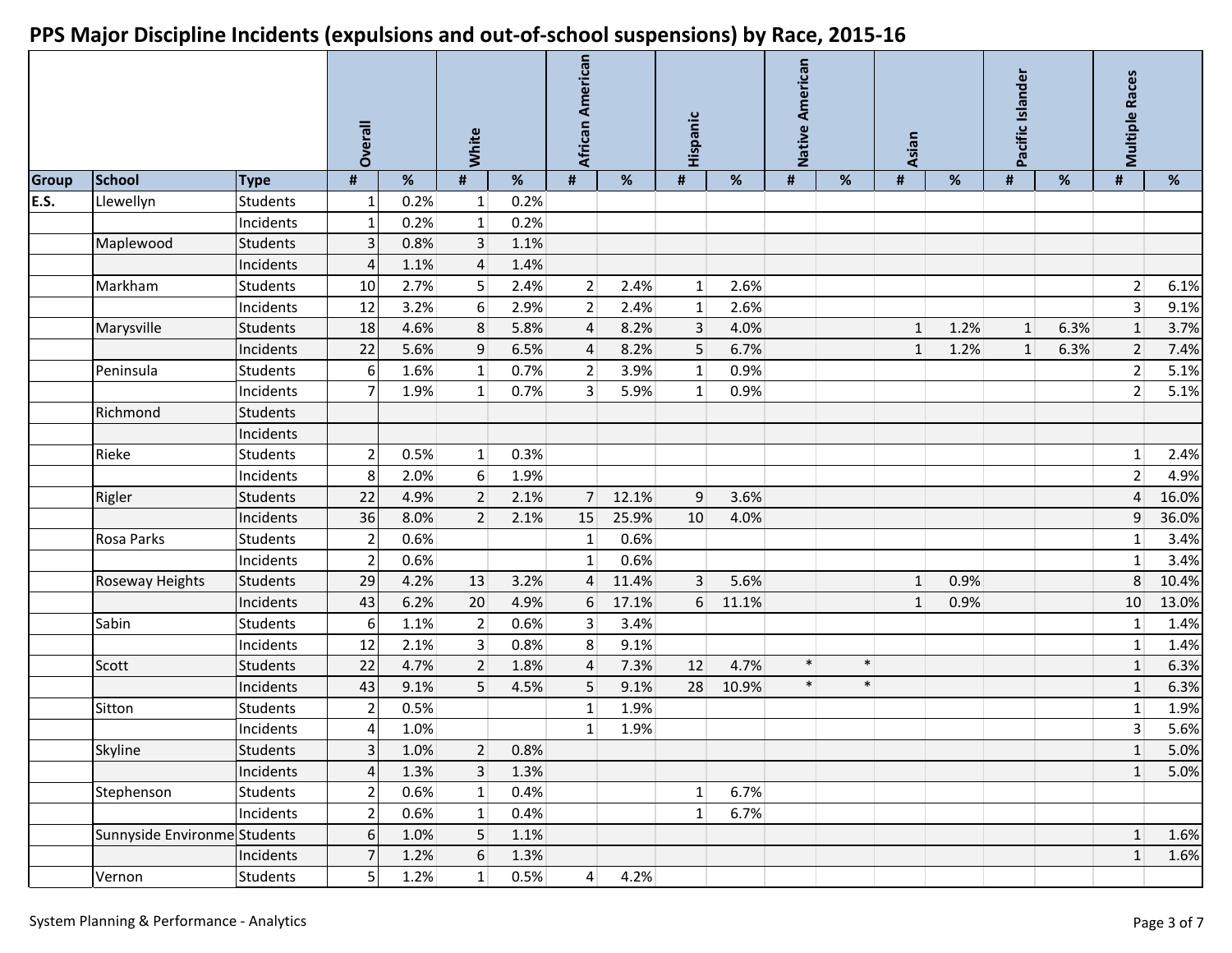# PPS Major Discipline Incidents (expulsions and out-of-school suspensions) by Race, 2015-16

| | | | Overall | | White | | African American | | Hispanic | | Native American | | Asian | | Pacific Islander | | Multiple Races | |
|---|---|---|---|---|---|---|---|---|---|---|---|---|---|---|---|---|---|---|
| **Group** | **School** | **Type** | **#** | **%** | **#** | **%** | **#** | **%** | **#** | **%** | **#** | **%** | **#** | **%** | **#** | **%** | **#** | **%** |
| **E.S.** | Llewellyn | Students | 1 | 0.2% | 1 | 0.2% | | | | | | | | | | | | |
| | | Incidents | 1 | 0.2% | 1 | 0.2% | | | | | | | | | | | | |
| | Maplewood | Students | 3 | 0.8% | 3 | 1.1% | | | | | | | | | | | | |
| | | Incidents | 4 | 1.1% | 4 | 1.4% | | | | | | | | | | | | |
| | Markham | Students | 10 | 2.7% | 5 | 2.4% | 2 | 2.4% | 1 | 2.6% | | | | | | | 2 | 6.1% |
| | | Incidents | 12 | 3.2% | 6 | 2.9% | 2 | 2.4% | 1 | 2.6% | | | | | | | 3 | 9.1% |
| | Marysville | Students | 18 | 4.6% | 8 | 5.8% | 4 | 8.2% | 3 | 4.0% | | | 1 | 1.2% | 1 | 6.3% | 1 | 3.7% |
| | | Incidents | 22 | 5.6% | 9 | 6.5% | 4 | 8.2% | 5 | 6.7% | | | 1 | 1.2% | 1 | 6.3% | 2 | 7.4% |
| | Peninsula | Students | 6 | 1.6% | 1 | 0.7% | 2 | 3.9% | 1 | 0.9% | | | | | | | 2 | 5.1% |
| | | Incidents | 7 | 1.9% | 1 | 0.7% | 3 | 5.9% | 1 | 0.9% | | | | | | | 2 | 5.1% |
| | Richmond | Students | | | | | | | | | | | | | | | | |
| | | Incidents | | | | | | | | | | | | | | | | |
| | Rieke | Students | 2 | 0.5% | 1 | 0.3% | | | | | | | | | | | 1 | 2.4% |
| | | Incidents | 8 | 2.0% | 6 | 1.9% | | | | | | | | | | | 2 | 4.9% |
| | Rigler | Students | 22 | 4.9% | 2 | 2.1% | 7 | 12.1% | 9 | 3.6% | | | | | | | 4 | 16.0% |
| | | Incidents | 36 | 8.0% | 2 | 2.1% | 15 | 25.9% | 10 | 4.0% | | | | | | | 9 | 36.0% |
| | Rosa Parks | Students | 2 | 0.6% | | | 1 | 0.6% | | | | | | | | | 1 | 3.4% |
| | | Incidents | 2 | 0.6% | | | 1 | 0.6% | | | | | | | | | 1 | 3.4% |
| | Roseway Heights | Students | 29 | 4.2% | 13 | 3.2% | 4 | 11.4% | 3 | 5.6% | | | 1 | 0.9% | | | 8 | 10.4% |
| | | Incidents | 43 | 6.2% | 20 | 4.9% | 6 | 17.1% | 6 | 11.1% | | | 1 | 0.9% | | | 10 | 13.0% |
| | Sabin | Students | 6 | 1.1% | 2 | 0.6% | 3 | 3.4% | | | | | | | | | 1 | 1.4% |
| | | Incidents | 12 | 2.1% | 3 | 0.8% | 8 | 9.1% | | | | | | | | | 1 | 1.4% |
| | Scott | Students | 22 | 4.7% | 2 | 1.8% | 4 | 7.3% | 12 | 4.7% | * | * | | | | | 1 | 6.3% |
| | | Incidents | 43 | 9.1% | 5 | 4.5% | 5 | 9.1% | 28 | 10.9% | * | * | | | | | 1 | 6.3% |
| | Sitton | Students | 2 | 0.5% | | | 1 | 1.9% | | | | | | | | | 1 | 1.9% |
| | | Incidents | 4 | 1.0% | | | 1 | 1.9% | | | | | | | | | 3 | 5.6% |
| | Skyline | Students | 3 | 1.0% | 2 | 0.8% | | | | | | | | | | | 1 | 5.0% |
| | | Incidents | 4 | 1.3% | 3 | 1.3% | | | | | | | | | | | 1 | 5.0% |
| | Stephenson | Students | 2 | 0.6% | 1 | 0.4% | | | 1 | 6.7% | | | | | | | | |
| | | Incidents | 2 | 0.6% | 1 | 0.4% | | | 1 | 6.7% | | | | | | | | |
| | Sunnyside Environme | Students | 6 | 1.0% | 5 | 1.1% | | | | | | | | | | | 1 | 1.6% |
| | | Incidents | 7 | 1.2% | 6 | 1.3% | | | | | | | | | | | 1 | 1.6% |
| | Vernon | Students | 5 | 1.2% | 1 | 0.5% | 4 | 4.2% | | | | | | | | | | |

System Planning & Performance - Analytics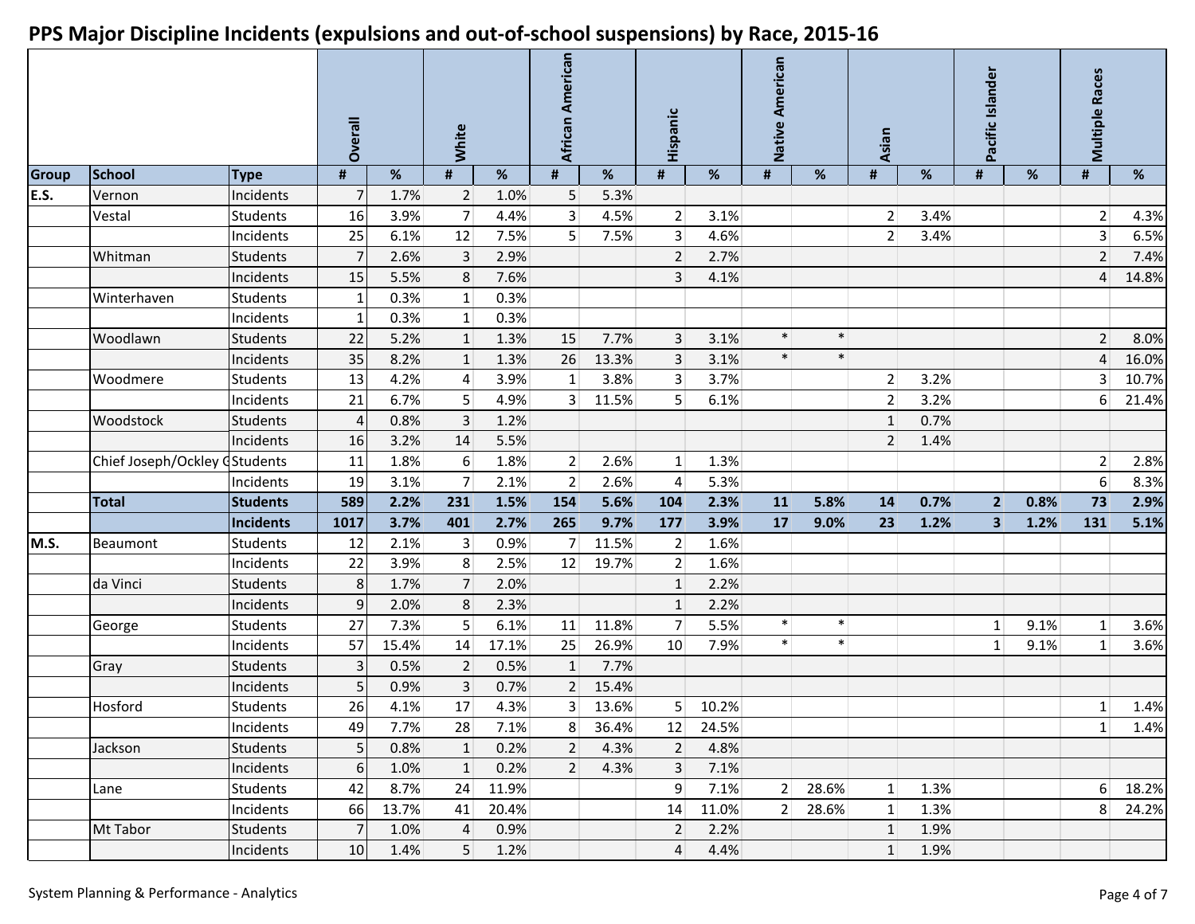# PPS Major Discipline Incidents (expulsions and out-of-school suspensions) by Race, 2015-16

| Group | School | Type | Overall | | White | | African American | | Hispanic | | Native American | | Asian | | Pacific Islander | | Multiple Races | |
|---|---|---|---|---|---|---|---|---|---|---|---|---|---|---|---|---|---|---|
| | | | # | % | # | % | # | % | # | % | # | % | # | % | # | % | # | % |
| E.S. | Vernon | Incidents | 7 | 1.7% | 2 | 1.0% | 5 | 5.3% | | | | | | | | | | |
| | Vestal | Students | 16 | 3.9% | 7 | 4.4% | 3 | 4.5% | 2 | 3.1% | | | 2 | 3.4% | | | 2 | 4.3% |
| | | Incidents | 25 | 6.1% | 12 | 7.5% | 5 | 7.5% | 3 | 4.6% | | | 2 | 3.4% | | | 3 | 6.5% |
| | Whitman | Students | 7 | 2.6% | 3 | 2.9% | | | 2 | 2.7% | | | | | | | 2 | 7.4% |
| | | Incidents | 15 | 5.5% | 8 | 7.6% | | | 3 | 4.1% | | | | | | | 4 | 14.8% |
| | Winterhaven | Students | 1 | 0.3% | 1 | 0.3% | | | | | | | | | | | | |
| | | Incidents | 1 | 0.3% | 1 | 0.3% | | | | | | | | | | | | |
| | Woodlawn | Students | 22 | 5.2% | 1 | 1.3% | 15 | 7.7% | 3 | 3.1% | * | * | | | | | 2 | 8.0% |
| | | Incidents | 35 | 8.2% | 1 | 1.3% | 26 | 13.3% | 3 | 3.1% | * | * | | | | | 4 | 16.0% |
| | Woodmere | Students | 13 | 4.2% | 4 | 3.9% | 1 | 3.8% | 3 | 3.7% | | | 2 | 3.2% | | | 3 | 10.7% |
| | | Incidents | 21 | 6.7% | 5 | 4.9% | 3 | 11.5% | 5 | 6.1% | | | 2 | 3.2% | | | 6 | 21.4% |
| | Woodstock | Students | 4 | 0.8% | 3 | 1.2% | | | | | | | 1 | 0.7% | | | | |
| | | Incidents | 16 | 3.2% | 14 | 5.5% | | | | | | | 2 | 1.4% | | | | |
| | Chief Joseph/Ockley G | Students | 11 | 1.8% | 6 | 1.8% | 2 | 2.6% | 1 | 1.3% | | | | | | | 2 | 2.8% |
| | | Incidents | 19 | 3.1% | 7 | 2.1% | 2 | 2.6% | 4 | 5.3% | | | | | | | 6 | 8.3% |
| | **Total** | **Students** | **589** | **2.2%** | **231** | **1.5%** | **154** | **5.6%** | **104** | **2.3%** | **11** | **5.8%** | **14** | **0.7%** | **2** | **0.8%** | **73** | **2.9%** |
| | | **Incidents** | **1017** | **3.7%** | **401** | **2.7%** | **265** | **9.7%** | **177** | **3.9%** | **17** | **9.0%** | **23** | **1.2%** | **3** | **1.2%** | **131** | **5.1%** |
| M.S. | Beaumont | Students | 12 | 2.1% | 3 | 0.9% | 7 | 11.5% | 2 | 1.6% | | | | | | | | |
| | | Incidents | 22 | 3.9% | 8 | 2.5% | 12 | 19.7% | 2 | 1.6% | | | | | | | | |
| | da Vinci | Students | 8 | 1.7% | 7 | 2.0% | | | 1 | 2.2% | | | | | | | | |
| | | Incidents | 9 | 2.0% | 8 | 2.3% | | | 1 | 2.2% | | | | | | | | |
| | George | Students | 27 | 7.3% | 5 | 6.1% | 11 | 11.8% | 7 | 5.5% | * | * | | | 1 | 9.1% | 1 | 3.6% |
| | | Incidents | 57 | 15.4% | 14 | 17.1% | 25 | 26.9% | 10 | 7.9% | * | * | | | 1 | 9.1% | 1 | 3.6% |
| | Gray | Students | 3 | 0.5% | 2 | 0.5% | 1 | 7.7% | | | | | | | | | | |
| | | Incidents | 5 | 0.9% | 3 | 0.7% | 2 | 15.4% | | | | | | | | | | |
| | Hosford | Students | 26 | 4.1% | 17 | 4.3% | 3 | 13.6% | 5 | 10.2% | | | | | | | 1 | 1.4% |
| | | Incidents | 49 | 7.7% | 28 | 7.1% | 8 | 36.4% | 12 | 24.5% | | | | | | | 1 | 1.4% |
| | Jackson | Students | 5 | 0.8% | 1 | 0.2% | 2 | 4.3% | 2 | 4.8% | | | | | | | | |
| | | Incidents | 6 | 1.0% | 1 | 0.2% | 2 | 4.3% | 3 | 7.1% | | | | | | | | |
| | Lane | Students | 42 | 8.7% | 24 | 11.9% | | | 9 | 7.1% | 2 | 28.6% | 1 | 1.3% | | | 6 | 18.2% |
| | | Incidents | 66 | 13.7% | 41 | 20.4% | | | 14 | 11.0% | 2 | 28.6% | 1 | 1.3% | | | 8 | 24.2% |
| | Mt Tabor | Students | 7 | 1.0% | 4 | 0.9% | | | 2 | 2.2% | | | 1 | 1.9% | | | | |
| | | Incidents | 10 | 1.4% | 5 | 1.2% | | | 4 | 4.4% | | | 1 | 1.9% | | | | |

System Planning & Performance - Analytics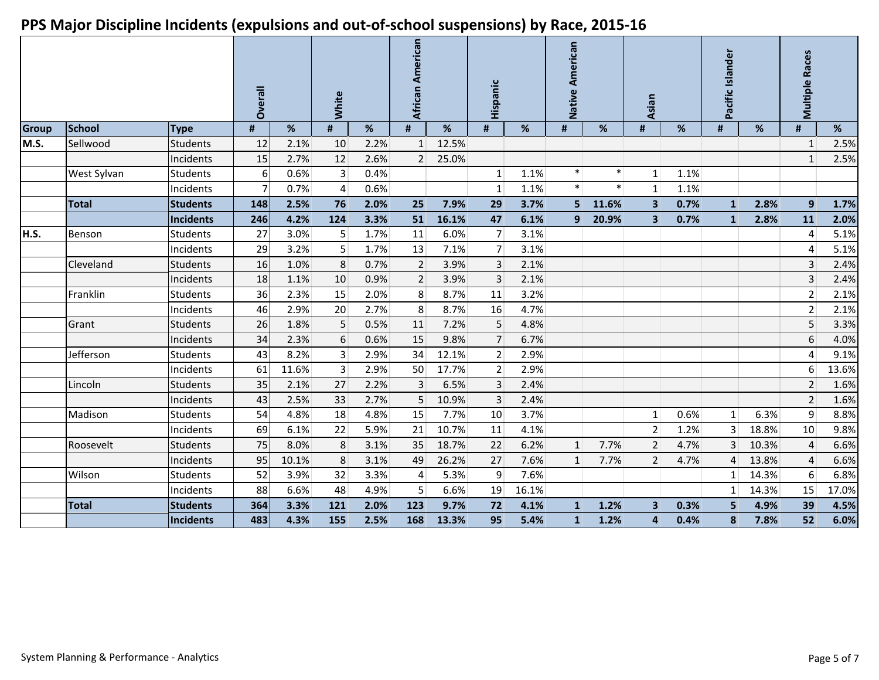# PPS Major Discipline Incidents (expulsions and out-of-school suspensions) by Race, 2015-16

| | | | Overall | | White | | African American | | Hispanic | | Native American | | Asian | | Pacific Islander | | Multiple Races | |
|---|---|---|---|---|---|---|---|---|---|---|---|---|---|---|---|---|---|---|
| **Group** | **School** | **Type** | **#** | **%** | **#** | **%** | **#** | **%** | **#** | **%** | **#** | **%** | **#** | **%** | **#** | **%** | **#** | **%** |
| **M.S.** | Sellwood | Students | 12 | 2.1% | 10 | 2.2% | 1 | 12.5% | | | | | | | | | 1 | 2.5% |
| | | Incidents | 15 | 2.7% | 12 | 2.6% | 2 | 25.0% | | | | | | | | | 1 | 2.5% |
| | West Sylvan | Students | 6 | 0.6% | 3 | 0.4% | | | 1 | 1.1% | * | * | 1 | 1.1% | | | | |
| | | Incidents | 7 | 0.7% | 4 | 0.6% | | | 1 | 1.1% | * | * | 1 | 1.1% | | | | |
| | **Total** | **Students** | **148** | **2.5%** | **76** | **2.0%** | **25** | **7.9%** | **29** | **3.7%** | **5** | **11.6%** | **3** | **0.7%** | **1** | **2.8%** | **9** | **1.7%** |
| | | **Incidents** | **246** | **4.2%** | **124** | **3.3%** | **51** | **16.1%** | **47** | **6.1%** | **9** | **20.9%** | **3** | **0.7%** | **1** | **2.8%** | **11** | **2.0%** |
| **H.S.** | Benson | Students | 27 | 3.0% | 5 | 1.7% | 11 | 6.0% | 7 | 3.1% | | | | | | | 4 | 5.1% |
| | | Incidents | 29 | 3.2% | 5 | 1.7% | 13 | 7.1% | 7 | 3.1% | | | | | | | 4 | 5.1% |
| | Cleveland | Students | 16 | 1.0% | 8 | 0.7% | 2 | 3.9% | 3 | 2.1% | | | | | | | 3 | 2.4% |
| | | Incidents | 18 | 1.1% | 10 | 0.9% | 2 | 3.9% | 3 | 2.1% | | | | | | | 3 | 2.4% |
| | Franklin | Students | 36 | 2.3% | 15 | 2.0% | 8 | 8.7% | 11 | 3.2% | | | | | | | 2 | 2.1% |
| | | Incidents | 46 | 2.9% | 20 | 2.7% | 8 | 8.7% | 16 | 4.7% | | | | | | | 2 | 2.1% |
| | Grant | Students | 26 | 1.8% | 5 | 0.5% | 11 | 7.2% | 5 | 4.8% | | | | | | | 5 | 3.3% |
| | | Incidents | 34 | 2.3% | 6 | 0.6% | 15 | 9.8% | 7 | 6.7% | | | | | | | 6 | 4.0% |
| | Jefferson | Students | 43 | 8.2% | 3 | 2.9% | 34 | 12.1% | 2 | 2.9% | | | | | | | 4 | 9.1% |
| | | Incidents | 61 | 11.6% | 3 | 2.9% | 50 | 17.7% | 2 | 2.9% | | | | | | | 6 | 13.6% |
| | Lincoln | Students | 35 | 2.1% | 27 | 2.2% | 3 | 6.5% | 3 | 2.4% | | | | | | | 2 | 1.6% |
| | | Incidents | 43 | 2.5% | 33 | 2.7% | 5 | 10.9% | 3 | 2.4% | | | | | | | 2 | 1.6% |
| | Madison | Students | 54 | 4.8% | 18 | 4.8% | 15 | 7.7% | 10 | 3.7% | | | 1 | 0.6% | 1 | 6.3% | 9 | 8.8% |
| | | Incidents | 69 | 6.1% | 22 | 5.9% | 21 | 10.7% | 11 | 4.1% | | | 2 | 1.2% | 3 | 18.8% | 10 | 9.8% |
| | Roosevelt | Students | 75 | 8.0% | 8 | 3.1% | 35 | 18.7% | 22 | 6.2% | 1 | 7.7% | 2 | 4.7% | 3 | 10.3% | 4 | 6.6% |
| | | Incidents | 95 | 10.1% | 8 | 3.1% | 49 | 26.2% | 27 | 7.6% | 1 | 7.7% | 2 | 4.7% | 4 | 13.8% | 4 | 6.6% |
| | Wilson | Students | 52 | 3.9% | 32 | 3.3% | 4 | 5.3% | 9 | 7.6% | | | | | 1 | 14.3% | 6 | 6.8% |
| | | Incidents | 88 | 6.6% | 48 | 4.9% | 5 | 6.6% | 19 | 16.1% | | | | | 1 | 14.3% | 15 | 17.0% |
| | **Total** | **Students** | **364** | **3.3%** | **121** | **2.0%** | **123** | **9.7%** | **72** | **4.1%** | **1** | **1.2%** | **3** | **0.3%** | **5** | **4.9%** | **39** | **4.5%** |
| | | **Incidents** | **483** | **4.3%** | **155** | **2.5%** | **168** | **13.3%** | **95** | **5.4%** | **1** | **1.2%** | **4** | **0.4%** | **8** | **7.8%** | **52** | **6.0%** |

System Planning & Performance - Analytics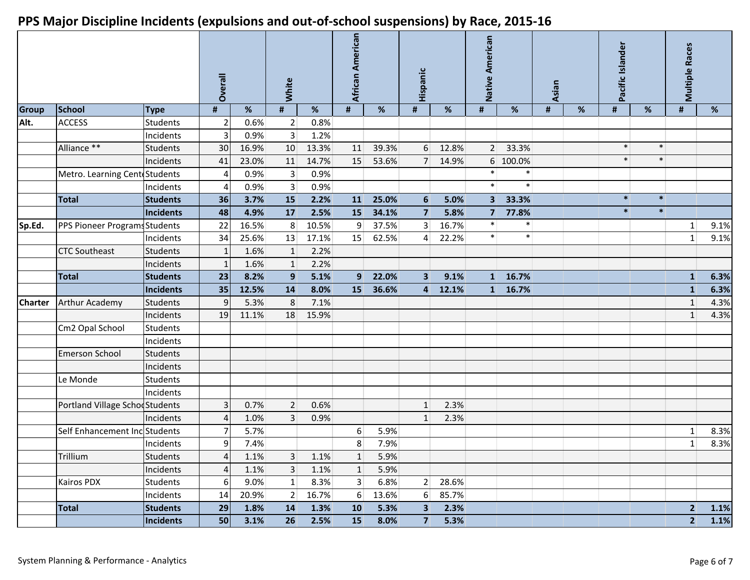## PPS Major Discipline Incidents (expulsions and out-of-school suspensions) by Race, 2015-16

| | | | Overall | | White | | African American | | Hispanic | | Native American | | Asian | | Pacific Islander | | Multiple Races | |
|---|---|---|---|---|---|---|---|---|---|---|---|---|---|---|---|---|---|---|
| Group | School | Type | # | % | # | % | # | % | # | % | # | % | # | % | # | % | # | % |
| Alt. | ACCESS | Students | 2 | 0.6% | 2 | 0.8% | | | | | | | | | | | | |
| | | Incidents | 3 | 0.9% | 3 | 1.2% | | | | | | | | | | | | |
| | Alliance ** | Students | 30 | 16.9% | 10 | 13.3% | 11 | 39.3% | 6 | 12.8% | 2 | 33.3% | | | * | * | | |
| | | Incidents | 41 | 23.0% | 11 | 14.7% | 15 | 53.6% | 7 | 14.9% | 6 | 100.0% | | | * | * | | |
| | Metro. Learning Cente | Students | 4 | 0.9% | 3 | 0.9% | | | | | * | * | | | | | | |
| | | Incidents | 4 | 0.9% | 3 | 0.9% | | | | | * | * | | | | | | |
| | **Total** | **Students** | **36** | **3.7%** | **15** | **2.2%** | **11** | **25.0%** | **6** | **5.0%** | **3** | **33.3%** | | | **\*** | **\*** | | |
| | | **Incidents** | **48** | **4.9%** | **17** | **2.5%** | **15** | **34.1%** | **7** | **5.8%** | **7** | **77.8%** | | | **\*** | **\*** | | |
| Sp.Ed. | PPS Pioneer Programs | Students | 22 | 16.5% | 8 | 10.5% | 9 | 37.5% | 3 | 16.7% | * | * | | | | | 1 | 9.1% |
| | | Incidents | 34 | 25.6% | 13 | 17.1% | 15 | 62.5% | 4 | 22.2% | * | * | | | | | 1 | 9.1% |
| | CTC Southeast | Students | 1 | 1.6% | 1 | 2.2% | | | | | | | | | | | | |
| | | Incidents | 1 | 1.6% | 1 | 2.2% | | | | | | | | | | | | |
| | **Total** | **Students** | **23** | **8.2%** | **9** | **5.1%** | **9** | **22.0%** | **3** | **9.1%** | **1** | **16.7%** | | | | | **1** | **6.3%** |
| | | **Incidents** | **35** | **12.5%** | **14** | **8.0%** | **15** | **36.6%** | **4** | **12.1%** | **1** | **16.7%** | | | | | **1** | **6.3%** |
| Charter | Arthur Academy | Students | 9 | 5.3% | 8 | 7.1% | | | | | | | | | | | 1 | 4.3% |
| | | Incidents | 19 | 11.1% | 18 | 15.9% | | | | | | | | | | | 1 | 4.3% |
| | Cm2 Opal School | Students | | | | | | | | | | | | | | | | |
| | | Incidents | | | | | | | | | | | | | | | | |
| | Emerson School | Students | | | | | | | | | | | | | | | | |
| | | Incidents | | | | | | | | | | | | | | | | |
| | Le Monde | Students | | | | | | | | | | | | | | | | |
| | | Incidents | | | | | | | | | | | | | | | | |
| | Portland Village Schoo | Students | 3 | 0.7% | 2 | 0.6% | | | 1 | 2.3% | | | | | | | | |
| | | Incidents | 4 | 1.0% | 3 | 0.9% | | | 1 | 2.3% | | | | | | | | |
| | Self Enhancement Inc | Students | 7 | 5.7% | | | 6 | 5.9% | | | | | | | | | 1 | 8.3% |
| | | Incidents | 9 | 7.4% | | | 8 | 7.9% | | | | | | | | | 1 | 8.3% |
| | Trillium | Students | 4 | 1.1% | 3 | 1.1% | 1 | 5.9% | | | | | | | | | | |
| | | Incidents | 4 | 1.1% | 3 | 1.1% | 1 | 5.9% | | | | | | | | | | |
| | Kairos PDX | Students | 6 | 9.0% | 1 | 8.3% | 3 | 6.8% | 2 | 28.6% | | | | | | | | |
| | | Incidents | 14 | 20.9% | 2 | 16.7% | 6 | 13.6% | 6 | 85.7% | | | | | | | | |
| | **Total** | **Students** | **29** | **1.8%** | **14** | **1.3%** | **10** | **5.3%** | **3** | **2.3%** | | | | | | | **2** | **1.1%** |
| | | **Incidents** | **50** | **3.1%** | **26** | **2.5%** | **15** | **8.0%** | **7** | **5.3%** | | | | | | | **2** | **1.1%** |

System Planning & Performance - Analytics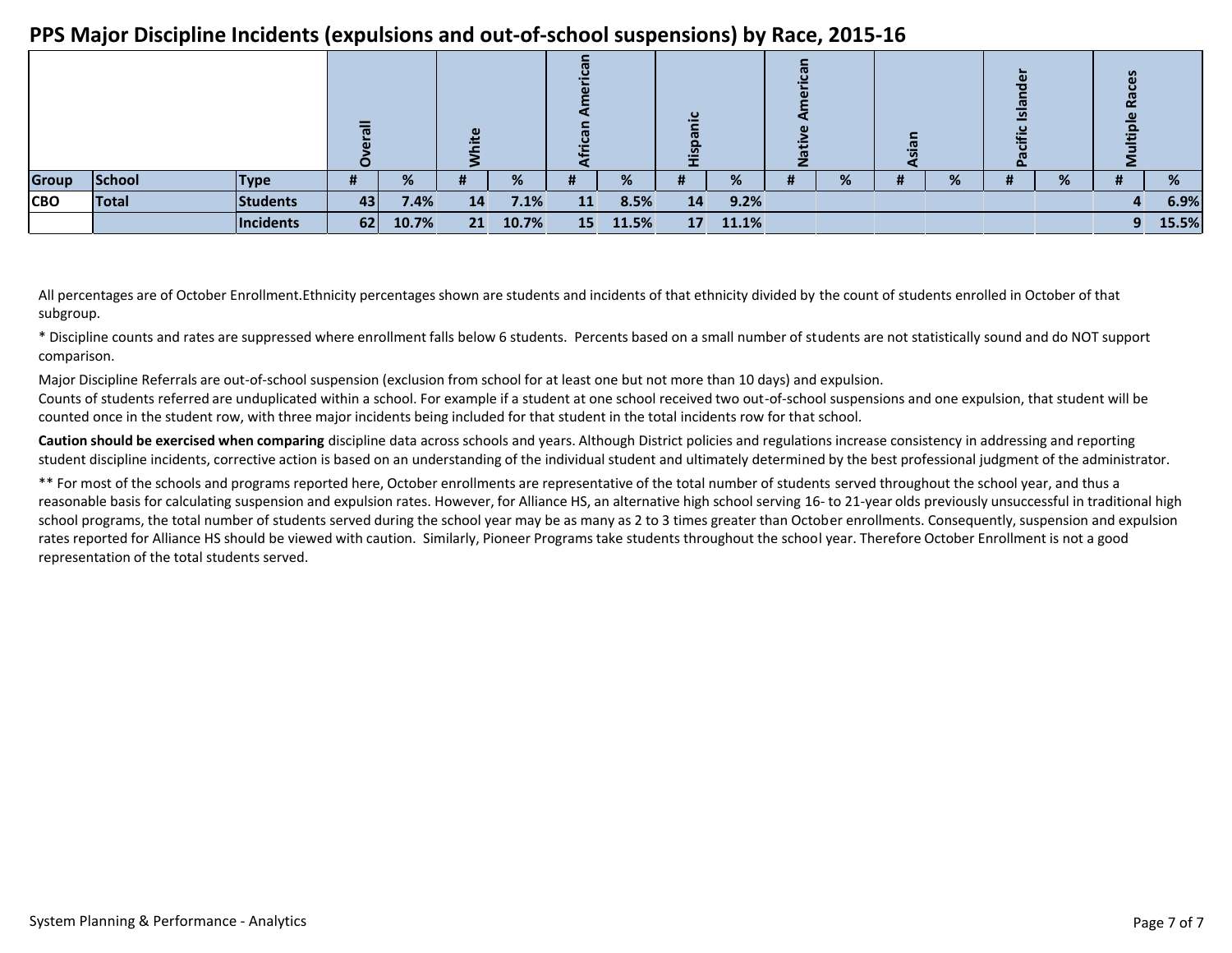## PPS Major Discipline Incidents (expulsions and out-of-school suspensions) by Race, 2015-16

| | | | Overall | | White | | African American | | Hispanic | | Native American | | Asian | | Pacific Islander | | Multiple Races | |
|---|---|---|---|---|---|---|---|---|---|---|---|---|---|---|---|---|---|---|
| **Group** | **School** | **Type** | **#** | **%** | **#** | **%** | **#** | **%** | **#** | **%** | **#** | **%** | **#** | **%** | **#** | **%** | **#** | **%** |
| **CBO** | **Total** | **Students** | **43** | **7.4%** | **14** | **7.1%** | **11** | **8.5%** | **14** | **9.2%** | | | | | | | **4** | **6.9%** |
| | | **Incidents** | **62** | **10.7%** | **21** | **10.7%** | **15** | **11.5%** | **17** | **11.1%** | | | | | | | **9** | **15.5%** |

All percentages are of October Enrollment.Ethnicity percentages shown are students and incidents of that ethnicity divided by the count of students enrolled in October of that subgroup.

* Discipline counts and rates are suppressed where enrollment falls below 6 students. Percents based on a small number of students are not statistically sound and do NOT support comparison.

Major Discipline Referrals are out-of-school suspension (exclusion from school for at least one but not more than 10 days) and expulsion.
Counts of students referred are unduplicated within a school. For example if a student at one school received two out-of-school suspensions and one expulsion, that student will be counted once in the student row, with three major incidents being included for that student in the total incidents row for that school.

**Caution should be exercised when comparing** discipline data across schools and years. Although District policies and regulations increase consistency in addressing and reporting student discipline incidents, corrective action is based on an understanding of the individual student and ultimately determined by the best professional judgment of the administrator.

** For most of the schools and programs reported here, October enrollments are representative of the total number of students served throughout the school year, and thus a reasonable basis for calculating suspension and expulsion rates. However, for Alliance HS, an alternative high school serving 16- to 21-year olds previously unsuccessful in traditional high school programs, the total number of students served during the school year may be as many as 2 to 3 times greater than October enrollments. Consequently, suspension and expulsion rates reported for Alliance HS should be viewed with caution. Similarly, Pioneer Programs take students throughout the school year. Therefore October Enrollment is not a good representation of the total students served.

System Planning & Performance - Analytics